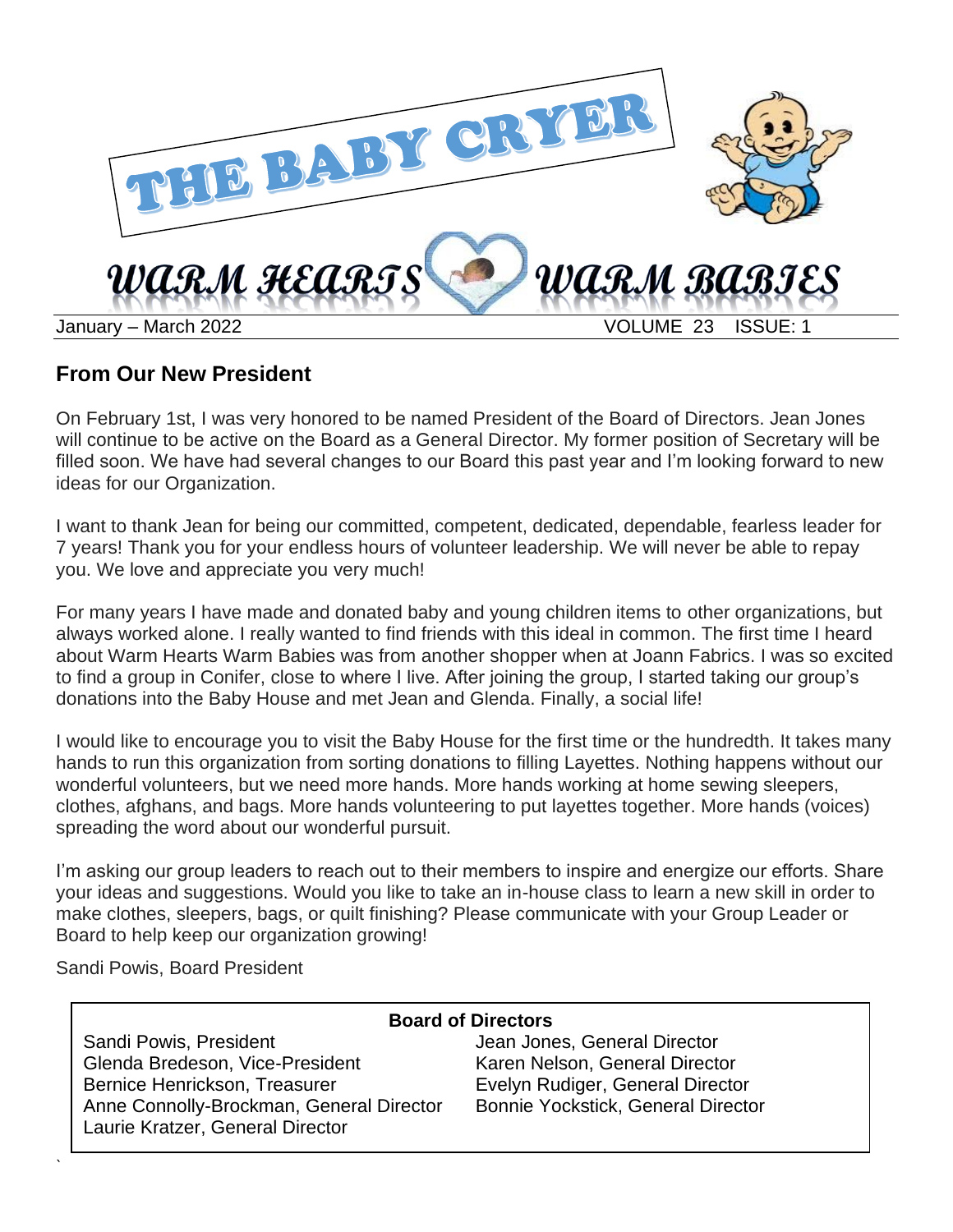# THE BABY CRYER

## WARM HEARTS WARM BABIES

January – March 2022 VOLUME 23 ISSUE: 1

## From Our New President

On February 1st, I was very honored to be named President of the Board of Directors. Jean Jones will continue to be active on the Board as a General Director. My former position of Secretary will be filled soon. We have had several changes to our Board this past year and I'm looking forward to new ideas for our Organization.

I want to thank Jean for being our committed, competent, dedicated, dependable, fearless leader for 7 years! Thank you for your endless hours of volunteer leadership. We will never be able to repay you. We love and appreciate you very much!

For many years I have made and donated baby and young children items to other organizations, but always worked alone. I really wanted to find friends with this ideal in common. The first time I heard about Warm Hearts Warm Babies was from another shopper when at Joann Fabrics. I was so excited to find a group in Conifer, close to where I live. After joining the group, I started taking our group's donations into the Baby House and met Jean and Glenda. Finally, a social life!

I would like to encourage you to visit the Baby House for the first time or the hundredth. It takes many hands to run this organization from sorting donations to filling Layettes. Nothing happens without our wonderful volunteers, but we need more hands. More hands working at home sewing sleepers, clothes, afghans, and bags. More hands volunteering to put layettes together. More hands (voices) spreading the word about our wonderful pursuit.

I'm asking our group leaders to reach out to their members to inspire and energize our efforts. Share your ideas and suggestions. Would you like to take an in-house class to learn a new skill in order to make clothes, sleepers, bags, or quilt finishing? Please communicate with your Group Leader or Board to help keep our organization growing!

Sandi Powis, Board President

**Board of Directors**

Sandi Powis, President
Glenda Bredeson, Vice-President
Bernice Henrickson, Treasurer
Anne Connolly-Brockman, General Director
Laurie Kratzer, General Director
Jean Jones, General Director
Karen Nelson, General Director
Evelyn Rudiger, General Director
Bonnie Yockstick, General Director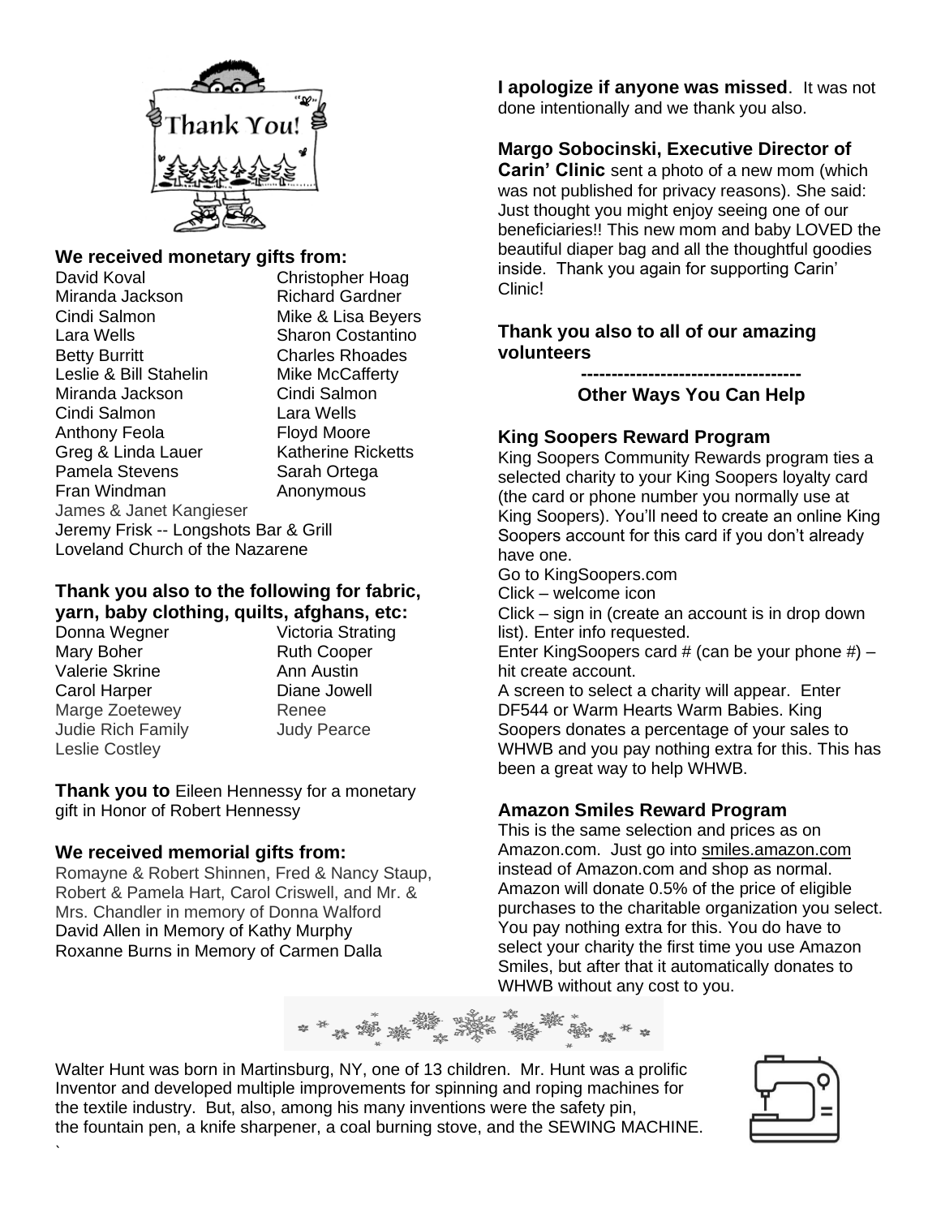### We received monetary gifts from:

David Koval
Christopher Hoag
Miranda Jackson
Richard Gardner
Cindi Salmon
Mike & Lisa Beyers
Lara Wells
Sharon Costantino
Betty Burritt
Charles Rhoades
Leslie & Bill Stahelin
Mike McCafferty
Miranda Jackson
Cindi Salmon
Cindi Salmon
Lara Wells
Anthony Feola
Floyd Moore
Greg & Linda Lauer
Katherine Ricketts
Pamela Stevens
Sarah Ortega
Fran Windman
Anonymous
James & Janet Kangieser
Jeremy Frisk -- Longshots Bar & Grill
Loveland Church of the Nazarene

### Thank you also to the following for fabric, yarn, baby clothing, quilts, afghans, etc:

Donna Wegner
Victoria Strating
Mary Boher
Ruth Cooper
Valerie Skrine
Ann Austin
Carol Harper
Diane Jowell
Marge Zoetewey
Renee
Judie Rich Family
Judy Pearce
Leslie Costley

**Thank you to** Eileen Hennessy for a monetary gift in Honor of Robert Hennessy

### We received memorial gifts from:

Romayne & Robert Shinnen, Fred & Nancy Staup, Robert & Pamela Hart, Carol Criswell, and Mr. & Mrs. Chandler in memory of Donna Walford
David Allen in Memory of Kathy Murphy
Roxanne Burns in Memory of Carmen Dalla

**I apologize if anyone was missed**. It was not done intentionally and we thank you also.

**Margo Sobocinski, Executive Director of Carin' Clinic** sent a photo of a new mom (which was not published for privacy reasons). She said: Just thought you might enjoy seeing one of our beneficiaries!! This new mom and baby LOVED the beautiful diaper bag and all the thoughtful goodies inside. Thank you again for supporting Carin' Clinic!

### Thank you also to all of our amazing volunteers

-----------------------------------

### Other Ways You Can Help

### King Soopers Reward Program

King Soopers Community Rewards program ties a selected charity to your King Soopers loyalty card (the card or phone number you normally use at King Soopers). You'll need to create an online King Soopers account for this card if you don't already have one.

Go to KingSoopers.com
Click – welcome icon
Click – sign in (create an account is in drop down list). Enter info requested.
Enter KingSoopers card # (can be your phone #) – hit create account.
A screen to select a charity will appear. Enter DF544 or Warm Hearts Warm Babies. King Soopers donates a percentage of your sales to WHWB and you pay nothing extra for this. This has been a great way to help WHWB.

### Amazon Smiles Reward Program

This is the same selection and prices as on Amazon.com. Just go into smiles.amazon.com instead of Amazon.com and shop as normal. Amazon will donate 0.5% of the price of eligible purchases to the charitable organization you select. You pay nothing extra for this. You do have to select your charity the first time you use Amazon Smiles, but after that it automatically donates to WHWB without any cost to you.

Walter Hunt was born in Martinsburg, NY, one of 13 children. Mr. Hunt was a prolific Inventor and developed multiple improvements for spinning and roping machines for the textile industry. But, also, among his many inventions were the safety pin, the fountain pen, a knife sharpener, a coal burning stove, and the SEWING MACHINE.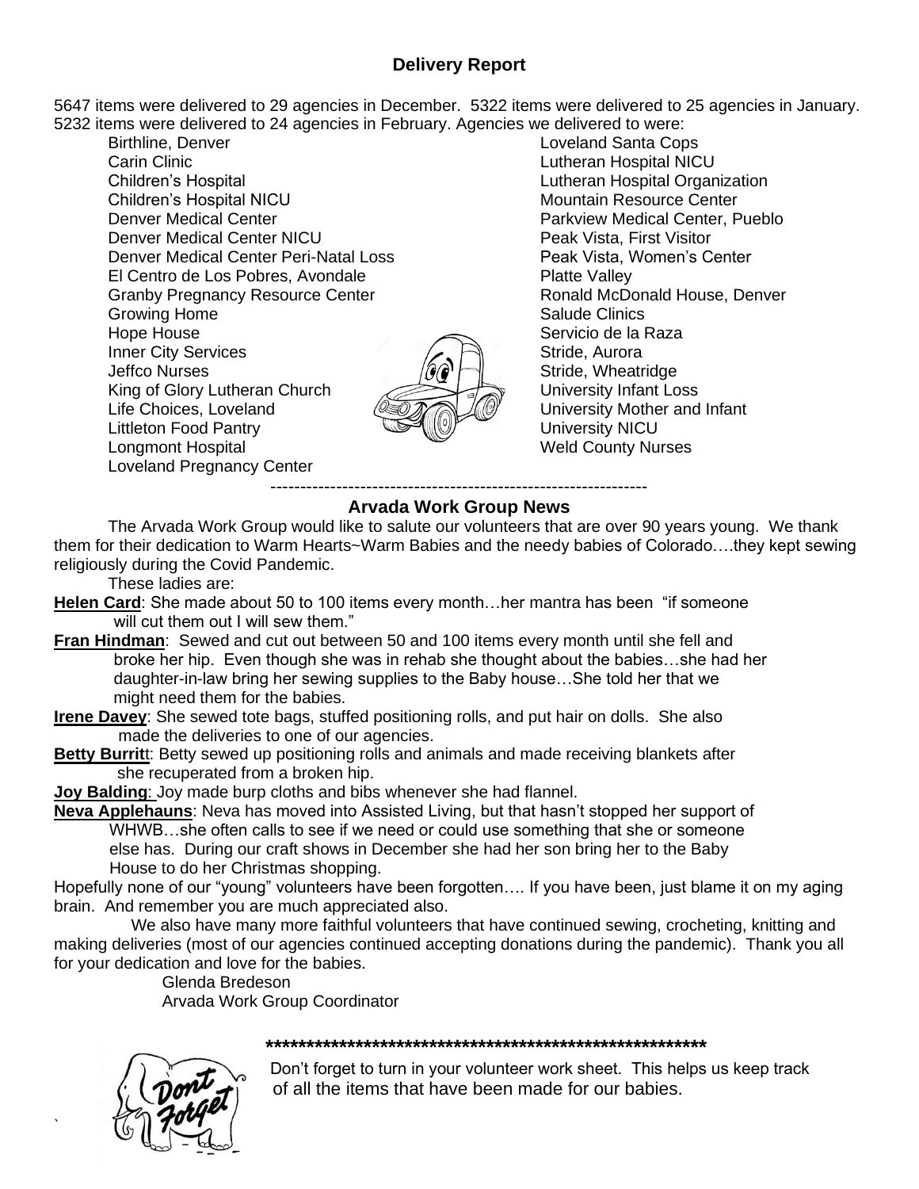## Delivery Report

5647 items were delivered to 29 agencies in December. 5322 items were delivered to 25 agencies in January. 5232 items were delivered to 24 agencies in February. Agencies we delivered to were:

- Birthline, Denver
- Carin Clinic
- Children's Hospital
- Children's Hospital NICU
- Denver Medical Center
- Denver Medical Center NICU
- Denver Medical Center Peri-Natal Loss
- El Centro de Los Pobres, Avondale
- Granby Pregnancy Resource Center
- Growing Home
- Hope House
- Inner City Services
- Jeffco Nurses
- King of Glory Lutheran Church
- Life Choices, Loveland
- Littleton Food Pantry
- Longmont Hospital
- Loveland Pregnancy Center
- Loveland Santa Cops
- Lutheran Hospital NICU
- Lutheran Hospital Organization
- Mountain Resource Center
- Parkview Medical Center, Pueblo
- Peak Vista, First Visitor
- Peak Vista, Women's Center
- Platte Valley
- Ronald McDonald House, Denver
- Salude Clinics
- Servicio de la Raza
- Stride, Aurora
- Stride, Wheatridge
- University Infant Loss
- University Mother and Infant
- University NICU
- Weld County Nurses

---

## Arvada Work Group News

The Arvada Work Group would like to salute our volunteers that are over 90 years young. We thank them for their dedication to Warm Hearts~Warm Babies and the needy babies of Colorado….they kept sewing religiously during the Covid Pandemic.

These ladies are:

**Helen Card**: She made about 50 to 100 items every month…her mantra has been "if someone will cut them out I will sew them."

**Fran Hindman**: Sewed and cut out between 50 and 100 items every month until she fell and broke her hip. Even though she was in rehab she thought about the babies…she had her daughter-in-law bring her sewing supplies to the Baby house…She told her that we might need them for the babies.

**Irene Davey**: She sewed tote bags, stuffed positioning rolls, and put hair on dolls. She also made the deliveries to one of our agencies.

**Betty Burritt**: Betty sewed up positioning rolls and animals and made receiving blankets after she recuperated from a broken hip.

**Joy Balding**: Joy made burp cloths and bibs whenever she had flannel.

**Neva Applehauns**: Neva has moved into Assisted Living, but that hasn't stopped her support of WHWB…she often calls to see if we need or could use something that she or someone else has. During our craft shows in December she had her son bring her to the Baby House to do her Christmas shopping.

Hopefully none of our "young" volunteers have been forgotten…. If you have been, just blame it on my aging brain. And remember you are much appreciated also.

We also have many more faithful volunteers that have continued sewing, crocheting, knitting and making deliveries (most of our agencies continued accepting donations during the pandemic). Thank you all for your dedication and love for the babies.

Glenda Bredeson
Arvada Work Group Coordinator

*********************************************************

Don't forget to turn in your volunteer work sheet. This helps us keep track of all the items that have been made for our babies.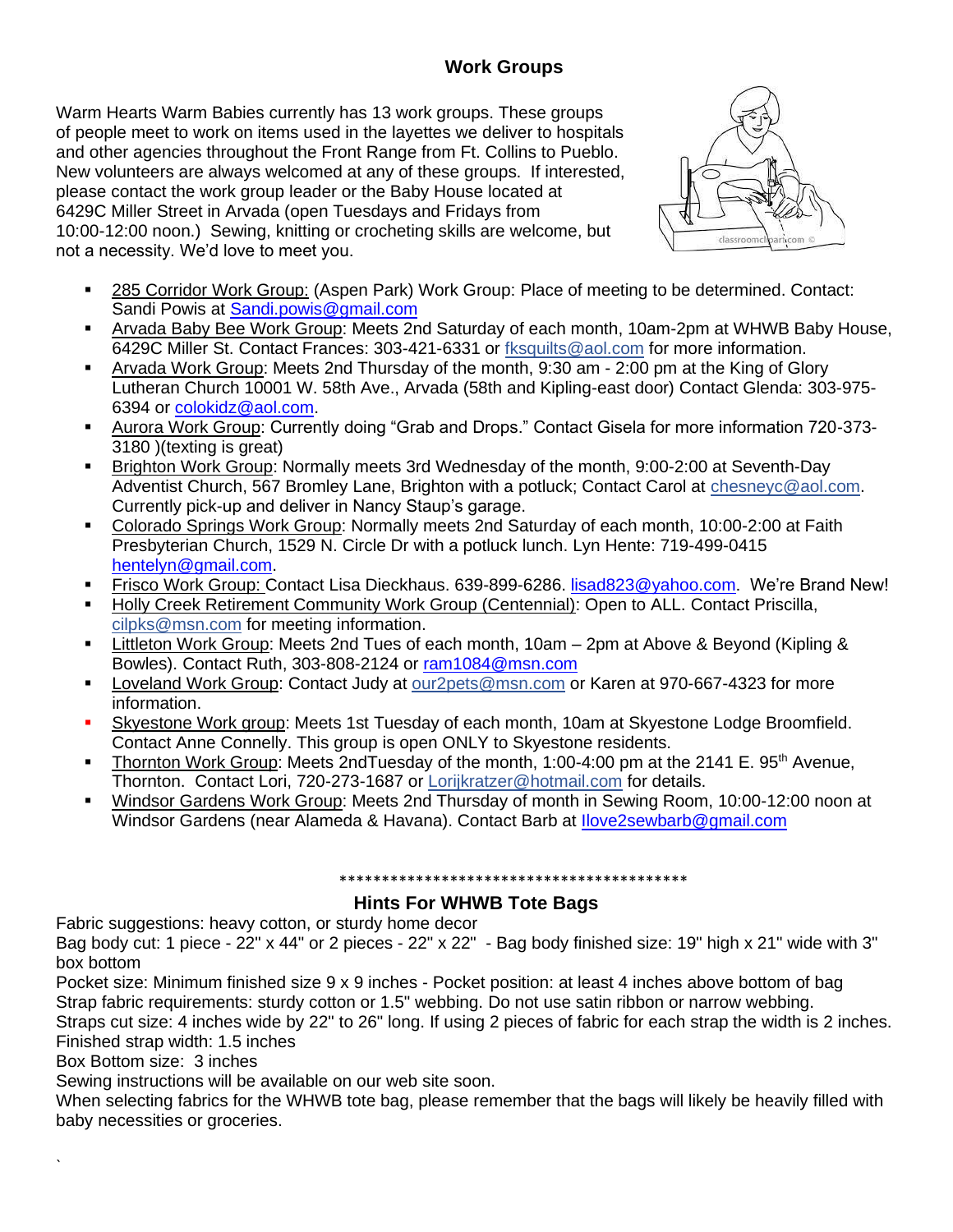## Work Groups

Warm Hearts Warm Babies currently has 13 work groups. These groups of people meet to work on items used in the layettes we deliver to hospitals and other agencies throughout the Front Range from Ft. Collins to Pueblo. New volunteers are always welcomed at any of these groups. If interested, please contact the work group leader or the Baby House located at 6429C Miller Street in Arvada (open Tuesdays and Fridays from 10:00-12:00 noon.) Sewing, knitting or crocheting skills are welcome, but not a necessity. We'd love to meet you.

- 285 Corridor Work Group: (Aspen Park) Work Group: Place of meeting to be determined. Contact: Sandi Powis at Sandi.powis@gmail.com
- Arvada Baby Bee Work Group: Meets 2nd Saturday of each month, 10am-2pm at WHWB Baby House, 6429C Miller St. Contact Frances: 303-421-6331 or fksquilts@aol.com for more information.
- Arvada Work Group: Meets 2nd Thursday of the month, 9:30 am - 2:00 pm at the King of Glory Lutheran Church 10001 W. 58th Ave., Arvada (58th and Kipling-east door) Contact Glenda: 303-975-6394 or colokidz@aol.com.
- Aurora Work Group: Currently doing "Grab and Drops." Contact Gisela for more information 720-373-3180 )(texting is great)
- Brighton Work Group: Normally meets 3rd Wednesday of the month, 9:00-2:00 at Seventh-Day Adventist Church, 567 Bromley Lane, Brighton with a potluck; Contact Carol at chesneyc@aol.com. Currently pick-up and deliver in Nancy Staup's garage.
- Colorado Springs Work Group: Normally meets 2nd Saturday of each month, 10:00-2:00 at Faith Presbyterian Church, 1529 N. Circle Dr with a potluck lunch. Lyn Hente: 719-499-0415 hentelyn@gmail.com.
- Frisco Work Group: Contact Lisa Dieckhaus. 639-899-6286. lisad823@yahoo.com. We're Brand New!
- Holly Creek Retirement Community Work Group (Centennial): Open to ALL. Contact Priscilla, cilpks@msn.com for meeting information.
- Littleton Work Group: Meets 2nd Tues of each month, 10am – 2pm at Above & Beyond (Kipling & Bowles). Contact Ruth, 303-808-2124 or ram1084@msn.com
- Loveland Work Group: Contact Judy at our2pets@msn.com or Karen at 970-667-4323 for more information.
- Skyestone Work group: Meets 1st Tuesday of each month, 10am at Skyestone Lodge Broomfield. Contact Anne Connelly. This group is open ONLY to Skyestone residents.
- Thornton Work Group: Meets 2ndTuesday of the month, 1:00-4:00 pm at the 2141 E. 95th Avenue, Thornton. Contact Lori, 720-273-1687 or Lorijkratzer@hotmail.com for details.
- Windsor Gardens Work Group: Meets 2nd Thursday of month in Sewing Room, 10:00-12:00 noon at Windsor Gardens (near Alameda & Havana). Contact Barb at Ilove2sewbarb@gmail.com

*******************************************

## Hints For WHWB Tote Bags

Fabric suggestions: heavy cotton, or sturdy home decor

Bag body cut: 1 piece - 22" x 44" or 2 pieces - 22" x 22" - Bag body finished size: 19" high x 21" wide with 3" box bottom

Pocket size: Minimum finished size 9 x 9 inches - Pocket position: at least 4 inches above bottom of bag

Strap fabric requirements: sturdy cotton or 1.5" webbing. Do not use satin ribbon or narrow webbing.

Straps cut size: 4 inches wide by 22" to 26" long. If using 2 pieces of fabric for each strap the width is 2 inches.

Finished strap width: 1.5 inches

Box Bottom size: 3 inches

Sewing instructions will be available on our web site soon.

When selecting fabrics for the WHWB tote bag, please remember that the bags will likely be heavily filled with baby necessities or groceries.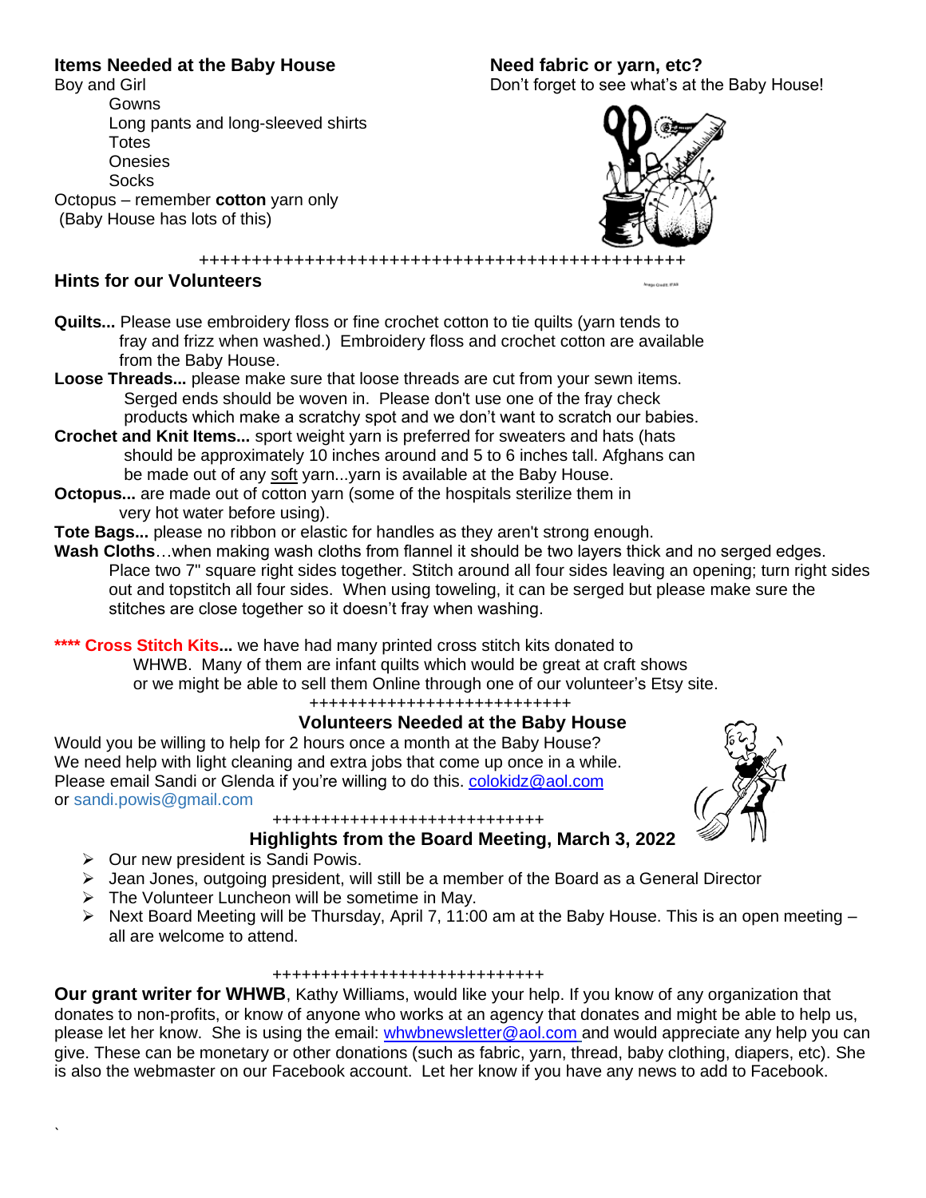**Items Needed at the Baby House**

Boy and Girl

- Gowns
- Long pants and long-sleeved shirts
- Totes
- Onesies
- Socks

Octopus – remember **cotton** yarn only
(Baby House has lots of this)

**Need fabric or yarn, etc?**

Don't forget to see what's at the Baby House!

+++++++++++++++++++++++++++++++++++++++++++++++

**Hints for our Volunteers**

**Quilts...** Please use embroidery floss or fine crochet cotton to tie quilts (yarn tends to fray and frizz when washed.) Embroidery floss and crochet cotton are available from the Baby House.

**Loose Threads...** please make sure that loose threads are cut from your sewn items. Serged ends should be woven in. Please don't use one of the fray check products which make a scratchy spot and we don't want to scratch our babies.

**Crochet and Knit Items...** sport weight yarn is preferred for sweaters and hats (hats should be approximately 10 inches around and 5 to 6 inches tall. Afghans can be made out of any soft yarn...yarn is available at the Baby House.

**Octopus...** are made out of cotton yarn (some of the hospitals sterilize them in very hot water before using).

**Tote Bags...** please no ribbon or elastic for handles as they aren't strong enough.

**Wash Cloths**…when making wash cloths from flannel it should be two layers thick and no serged edges. Place two 7" square right sides together. Stitch around all four sides leaving an opening; turn right sides out and topstitch all four sides. When using toweling, it can be serged but please make sure the stitches are close together so it doesn't fray when washing.

**\*\*\*\* Cross Stitch Kits...** we have had many printed cross stitch kits donated to WHWB. Many of them are infant quilts which would be great at craft shows or we might be able to sell them Online through one of our volunteer's Etsy site.

++++++++++++++++++++++++++++

**Volunteers Needed at the Baby House**

Would you be willing to help for 2 hours once a month at the Baby House? We need help with light cleaning and extra jobs that come up once in a while. Please email Sandi or Glenda if you're willing to do this. colokidz@aol.com or sandi.powis@gmail.com

+++++++++++++++++++++++++++++

**Highlights from the Board Meeting, March 3, 2022**

- Our new president is Sandi Powis.
- Jean Jones, outgoing president, will still be a member of the Board as a General Director
- The Volunteer Luncheon will be sometime in May.
- Next Board Meeting will be Thursday, April 7, 11:00 am at the Baby House. This is an open meeting – all are welcome to attend.

+++++++++++++++++++++++++++++

**Our grant writer for WHWB**, Kathy Williams, would like your help. If you know of any organization that donates to non-profits, or know of anyone who works at an agency that donates and might be able to help us, please let her know. She is using the email: whwbnewsletter@aol.com and would appreciate any help you can give. These can be monetary or other donations (such as fabric, yarn, thread, baby clothing, diapers, etc). She is also the webmaster on our Facebook account. Let her know if you have any news to add to Facebook.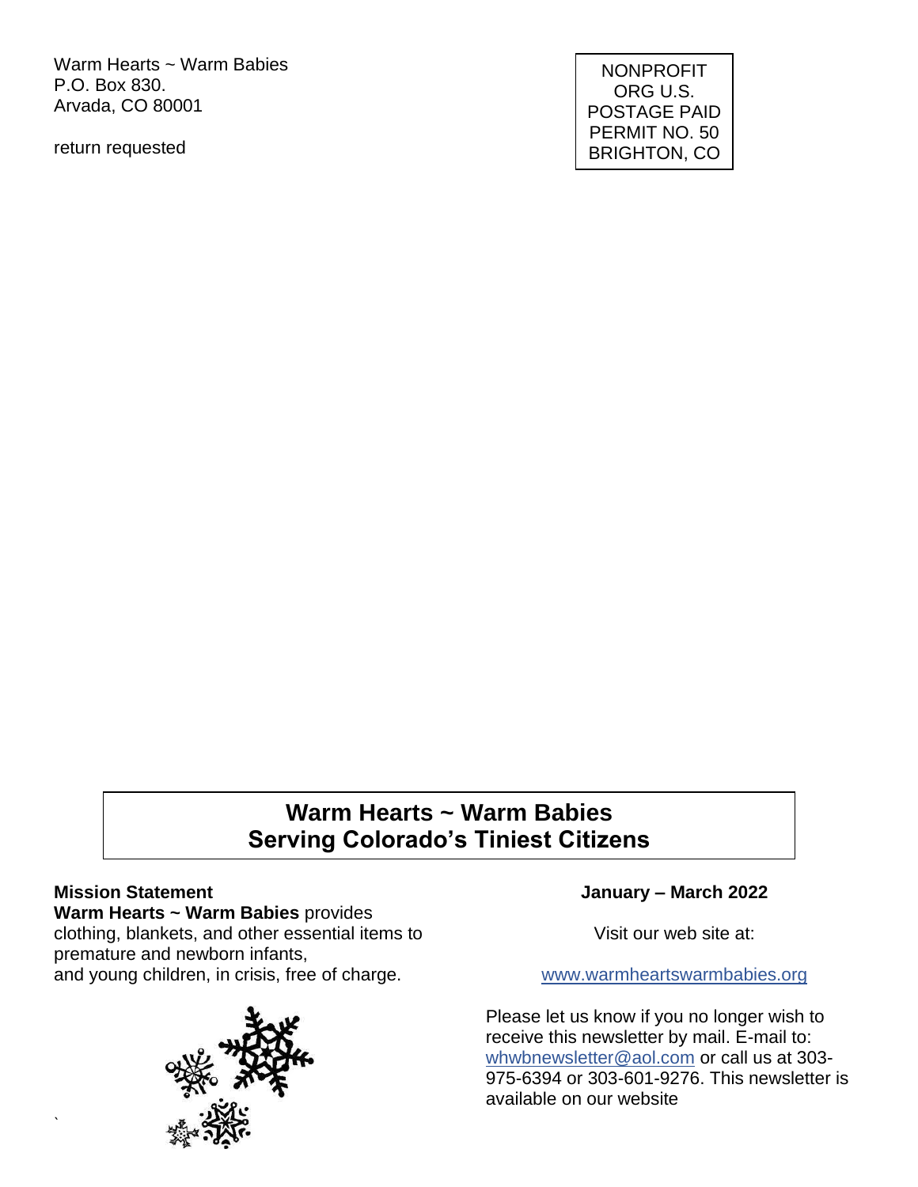Warm Hearts ~ Warm Babies
P.O. Box 830.
Arvada, CO 80001

return requested

NONPROFIT
ORG U.S.
POSTAGE PAID
PERMIT NO. 50
BRIGHTON, CO

# Warm Hearts ~ Warm Babies
# Serving Colorado's Tiniest Citizens

**Mission Statement**
**Warm Hearts ~ Warm Babies** provides clothing, blankets, and other essential items to premature and newborn infants, and young children, in crisis, free of charge.

**January – March 2022**

Visit our web site at:

www.warmheartswarmbabies.org

Please let us know if you no longer wish to receive this newsletter by mail. E-mail to: whwbnewsletter@aol.com or call us at 303-975-6394 or 303-601-9276. This newsletter is available on our website